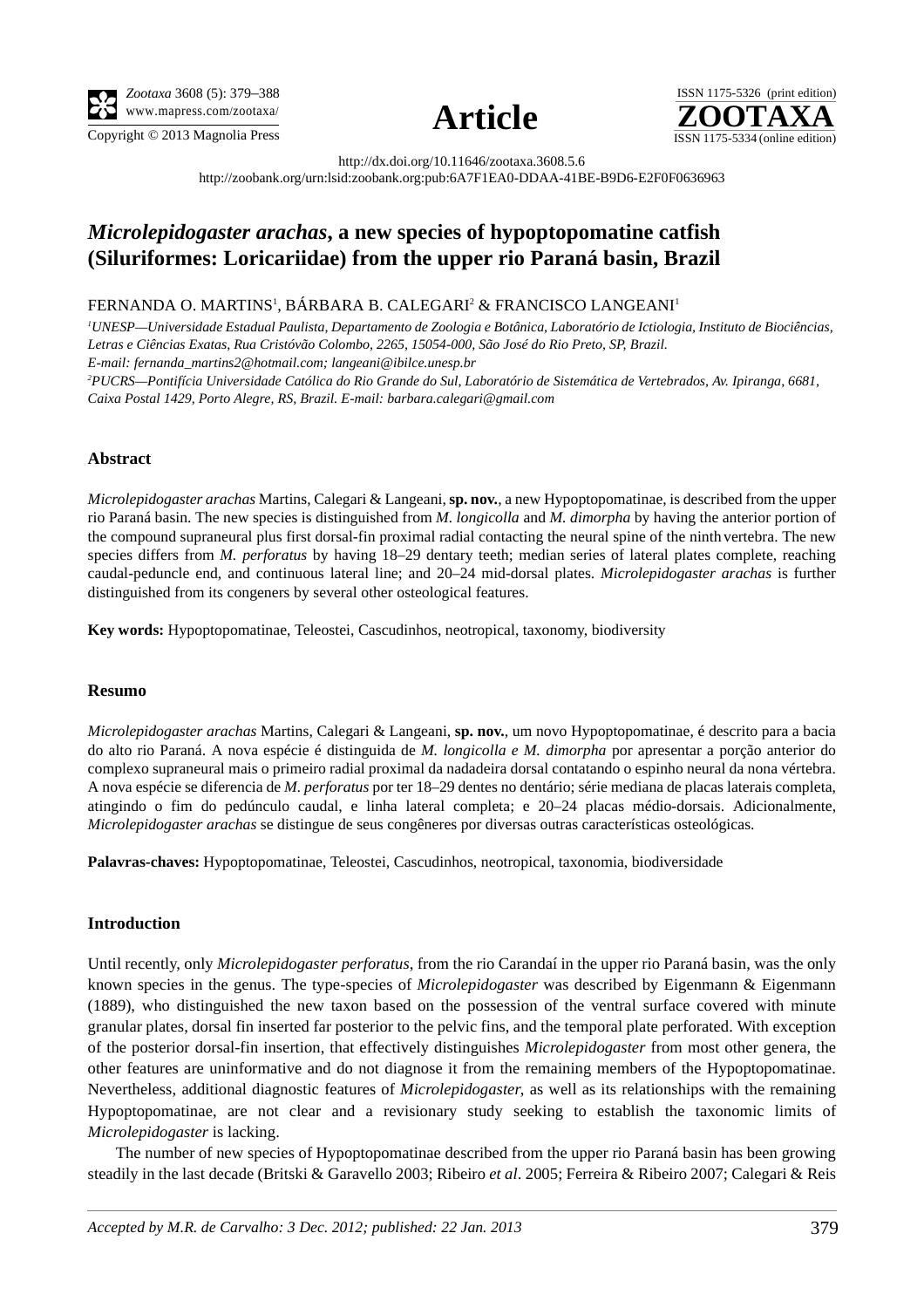http://dx.doi.org/10.11646/zootaxa.3608.5.6

http://zoobank.org/urn:lsid:zoobank.org:pub:6A7F1EA0-DDAA-41BE-B9D6-E2F0F0636963

# *Microlepidogaster arachas*, a new species of hypoptopomatine catfish (Siluriformes: Loricariidae) from the upper rio Paraná basin, Brazil

FERNANDA O. MARTINS[1], BÁRBARA B. CALEGARI[2] & FRANCISCO LANGEANI[1]

*[1]UNESP—Universidade Estadual Paulista, Departamento de Zoologia e Botânica, Laboratório de Ictiologia, Instituto de Biociências, Letras e Ciências Exatas, Rua Cristóvão Colombo, 2265, 15054-000, São José do Rio Preto, SP, Brazil. E-mail: fernanda_martins2@hotmail.com; langeani@ibilce.unesp.br*

*[2]PUCRS—Pontifícia Universidade Católica do Rio Grande do Sul, Laboratório de Sistemática de Vertebrados, Av. Ipiranga, 6681, Caixa Postal 1429, Porto Alegre, RS, Brazil. E-mail: barbara.calegari@gmail.com*

### Abstract

*Microlepidogaster arachas* Martins, Calegari & Langeani, **sp. nov.**, a new Hypoptopomatinae, is described from the upper rio Paraná basin. The new species is distinguished from *M. longicolla* and *M. dimorpha* by having the anterior portion of the compound supraneural plus first dorsal-fin proximal radial contacting the neural spine of the ninth vertebra. The new species differs from *M. perforatus* by having 18–29 dentary teeth; median series of lateral plates complete, reaching caudal-peduncle end, and continuous lateral line; and 20–24 mid-dorsal plates. *Microlepidogaster arachas* is further distinguished from its congeners by several other osteological features.

**Key words:** Hypoptopomatinae, Teleostei, Cascudinhos, neotropical, taxonomy, biodiversity

### Resumo

*Microlepidogaster arachas* Martins, Calegari & Langeani, **sp. nov.**, um novo Hypoptopomatinae, é descrito para a bacia do alto rio Paraná. A nova espécie é distinguida de *M. longicolla e M. dimorpha* por apresentar a porção anterior do complexo supraneural mais o primeiro radial proximal da nadadeira dorsal contatando o espinho neural da nona vértebra. A nova espécie se diferencia de *M. perforatus* por ter 18–29 dentes no dentário; série mediana de placas laterais completa, atingindo o fim do pedúnculo caudal, e linha lateral completa; e 20–24 placas médio-dorsais. Adicionalmente, *Microlepidogaster arachas* se distingue de seus congêneres por diversas outras características osteológicas.

**Palavras-chaves:** Hypoptopomatinae, Teleostei, Cascudinhos, neotropical, taxonomia, biodiversidade

### Introduction

Until recently, only *Microlepidogaster perforatus*, from the rio Carandaí in the upper rio Paraná basin, was the only known species in the genus. The type-species of *Microlepidogaster* was described by Eigenmann & Eigenmann (1889), who distinguished the new taxon based on the possession of the ventral surface covered with minute granular plates, dorsal fin inserted far posterior to the pelvic fins, and the temporal plate perforated. With exception of the posterior dorsal-fin insertion, that effectively distinguishes *Microlepidogaster* from most other genera, the other features are uninformative and do not diagnose it from the remaining members of the Hypoptopomatinae. Nevertheless, additional diagnostic features of *Microlepidogaster*, as well as its relationships with the remaining Hypoptopomatinae, are not clear and a revisionary study seeking to establish the taxonomic limits of *Microlepidogaster* is lacking.

The number of new species of Hypoptopomatinae described from the upper rio Paraná basin has been growing steadily in the last decade (Britski & Garavello 2003; Ribeiro *et al*. 2005; Ferreira & Ribeiro 2007; Calegari & Reis

*Accepted by M.R. de Carvalho: 3 Dec. 2012; published: 22 Jan. 2013*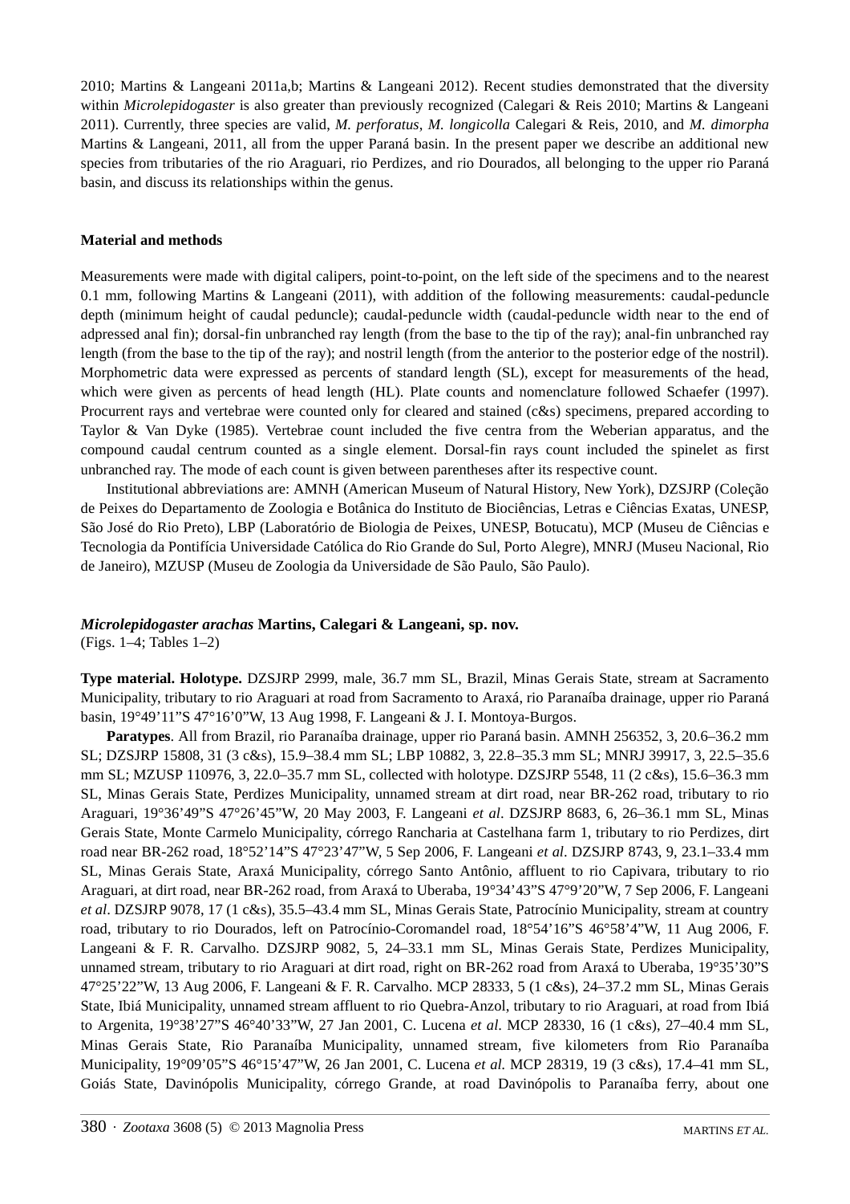2010; Martins & Langeani 2011a,b; Martins & Langeani 2012). Recent studies demonstrated that the diversity within *Microlepidogaster* is also greater than previously recognized (Calegari & Reis 2010; Martins & Langeani 2011). Currently, three species are valid, *M. perforatus*, *M. longicolla* Calegari & Reis, 2010, and *M. dimorpha* Martins & Langeani, 2011, all from the upper Paraná basin. In the present paper we describe an additional new species from tributaries of the rio Araguari, rio Perdizes, and rio Dourados, all belonging to the upper rio Paraná basin, and discuss its relationships within the genus.

## Material and methods

Measurements were made with digital calipers, point-to-point, on the left side of the specimens and to the nearest 0.1 mm, following Martins & Langeani (2011), with addition of the following measurements: caudal-peduncle depth (minimum height of caudal peduncle); caudal-peduncle width (caudal-peduncle width near to the end of adpressed anal fin); dorsal-fin unbranched ray length (from the base to the tip of the ray); anal-fin unbranched ray length (from the base to the tip of the ray); and nostril length (from the anterior to the posterior edge of the nostril). Morphometric data were expressed as percents of standard length (SL), except for measurements of the head, which were given as percents of head length (HL). Plate counts and nomenclature followed Schaefer (1997). Procurrent rays and vertebrae were counted only for cleared and stained (c&s) specimens, prepared according to Taylor & Van Dyke (1985). Vertebrae count included the five centra from the Weberian apparatus, and the compound caudal centrum counted as a single element. Dorsal-fin rays count included the spinelet as first unbranched ray. The mode of each count is given between parentheses after its respective count.

Institutional abbreviations are: AMNH (American Museum of Natural History, New York), DZSJRP (Coleção de Peixes do Departamento de Zoologia e Botânica do Instituto de Biociências, Letras e Ciências Exatas, UNESP, São José do Rio Preto), LBP (Laboratório de Biologia de Peixes, UNESP, Botucatu), MCP (Museu de Ciências e Tecnologia da Pontifícia Universidade Católica do Rio Grande do Sul, Porto Alegre), MNRJ (Museu Nacional, Rio de Janeiro), MZUSP (Museu de Zoologia da Universidade de São Paulo, São Paulo).

## *Microlepidogaster arachas* Martins, Calegari & Langeani, sp. nov.

(Figs. 1–4; Tables 1–2)

**Type material. Holotype.** DZSJRP 2999, male, 36.7 mm SL, Brazil, Minas Gerais State, stream at Sacramento Municipality, tributary to rio Araguari at road from Sacramento to Araxá, rio Paranaíba drainage, upper rio Paraná basin, 19°49'11"S 47°16'0"W, 13 Aug 1998, F. Langeani & J. I. Montoya-Burgos.

**Paratypes**. All from Brazil, rio Paranaíba drainage, upper rio Paraná basin. AMNH 256352, 3, 20.6–36.2 mm SL; DZSJRP 15808, 31 (3 c&s), 15.9–38.4 mm SL; LBP 10882, 3, 22.8–35.3 mm SL; MNRJ 39917, 3, 22.5–35.6 mm SL; MZUSP 110976, 3, 22.0–35.7 mm SL, collected with holotype. DZSJRP 5548, 11 (2 c&s), 15.6–36.3 mm SL, Minas Gerais State, Perdizes Municipality, unnamed stream at dirt road, near BR-262 road, tributary to rio Araguari, 19°36'49"S 47°26'45"W, 20 May 2003, F. Langeani *et al*. DZSJRP 8683, 6, 26–36.1 mm SL, Minas Gerais State, Monte Carmelo Municipality, córrego Rancharia at Castelhana farm 1, tributary to rio Perdizes, dirt road near BR-262 road, 18°52'14"S 47°23'47"W, 5 Sep 2006, F. Langeani *et al*. DZSJRP 8743, 9, 23.1–33.4 mm SL, Minas Gerais State, Araxá Municipality, córrego Santo Antônio, affluent to rio Capivara, tributary to rio Araguari, at dirt road, near BR-262 road, from Araxá to Uberaba, 19°34'43"S 47°9'20"W, 7 Sep 2006, F. Langeani *et al*. DZSJRP 9078, 17 (1 c&s), 35.5–43.4 mm SL, Minas Gerais State, Patrocínio Municipality, stream at country road, tributary to rio Dourados, left on Patrocínio-Coromandel road, 18°54'16"S 46°58'4"W, 11 Aug 2006, F. Langeani & F. R. Carvalho. DZSJRP 9082, 5, 24–33.1 mm SL, Minas Gerais State, Perdizes Municipality, unnamed stream, tributary to rio Araguari at dirt road, right on BR-262 road from Araxá to Uberaba, 19°35'30"S 47°25'22"W, 13 Aug 2006, F. Langeani & F. R. Carvalho. MCP 28333, 5 (1 c&s), 24–37.2 mm SL, Minas Gerais State, Ibiá Municipality, unnamed stream affluent to rio Quebra-Anzol, tributary to rio Araguari, at road from Ibiá to Argenita, 19°38'27"S 46°40'33"W, 27 Jan 2001, C. Lucena *et al*. MCP 28330, 16 (1 c&s), 27–40.4 mm SL, Minas Gerais State, Rio Paranaíba Municipality, unnamed stream, five kilometers from Rio Paranaíba Municipality, 19°09'05"S 46°15'47"W, 26 Jan 2001, C. Lucena *et al.* MCP 28319, 19 (3 c&s), 17.4–41 mm SL, Goiás State, Davinópolis Municipality, córrego Grande, at road Davinópolis to Paranaíba ferry, about one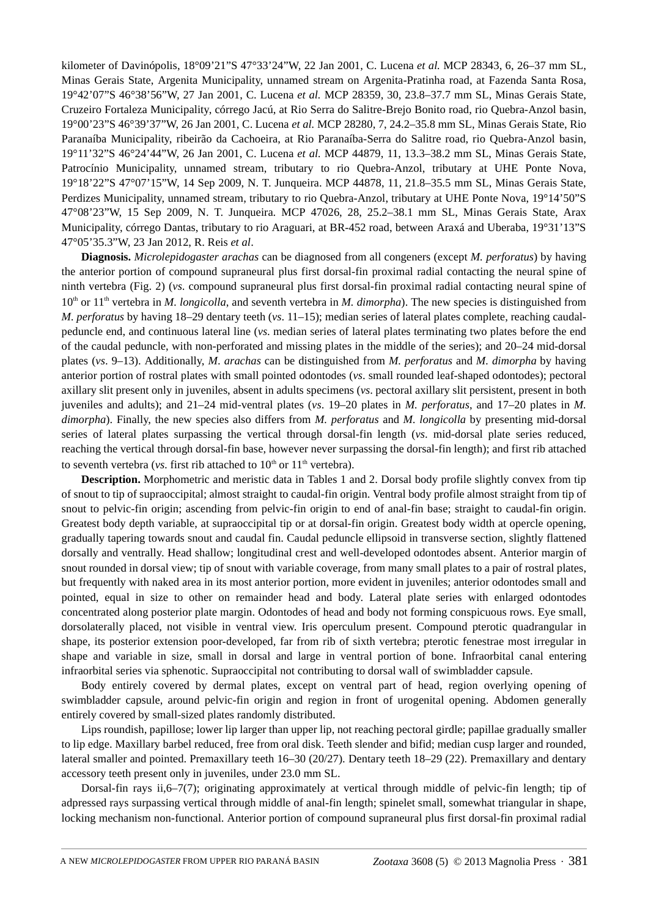kilometer of Davinópolis, 18°09'21"S 47°33'24"W, 22 Jan 2001, C. Lucena *et al.* MCP 28343, 6, 26–37 mm SL, Minas Gerais State, Argenita Municipality, unnamed stream on Argenita-Pratinha road, at Fazenda Santa Rosa, 19°42'07"S 46°38'56"W, 27 Jan 2001, C. Lucena *et al.* MCP 28359, 30, 23.8–37.7 mm SL, Minas Gerais State, Cruzeiro Fortaleza Municipality, córrego Jacú, at Rio Serra do Salitre-Brejo Bonito road, rio Quebra-Anzol basin, 19°00'23"S 46°39'37"W, 26 Jan 2001, C. Lucena *et al.* MCP 28280, 7, 24.2–35.8 mm SL, Minas Gerais State, Rio Paranaíba Municipality, ribeirão da Cachoeira, at Rio Paranaíba-Serra do Salitre road, rio Quebra-Anzol basin, 19°11'32"S 46°24'44"W, 26 Jan 2001, C. Lucena *et al.* MCP 44879, 11, 13.3–38.2 mm SL, Minas Gerais State, Patrocínio Municipality, unnamed stream, tributary to rio Quebra-Anzol, tributary at UHE Ponte Nova, 19°18'22"S 47°07'15"W, 14 Sep 2009, N. T. Junqueira. MCP 44878, 11, 21.8–35.5 mm SL, Minas Gerais State, Perdizes Municipality, unnamed stream, tributary to rio Quebra-Anzol, tributary at UHE Ponte Nova, 19°14'50"S 47°08'23"W, 15 Sep 2009, N. T. Junqueira. MCP 47026, 28, 25.2–38.1 mm SL, Minas Gerais State, Arax Municipality, córrego Dantas, tributary to rio Araguari, at BR-452 road, between Araxá and Uberaba, 19°31'13"S 47°05'35.3"W, 23 Jan 2012, R. Reis *et al*.

**Diagnosis.** *Microlepidogaster arachas* can be diagnosed from all congeners (except *M. perforatus*) by having the anterior portion of compound supraneural plus first dorsal-fin proximal radial contacting the neural spine of ninth vertebra (Fig. 2) (*vs.* compound supraneural plus first dorsal-fin proximal radial contacting neural spine of 10th or 11th vertebra in *M. longicolla*, and seventh vertebra in *M. dimorpha*). The new species is distinguished from *M. perforatus* by having 18–29 dentary teeth (*vs.* 11–15); median series of lateral plates complete, reaching caudal-peduncle end, and continuous lateral line (*vs.* median series of lateral plates terminating two plates before the end of the caudal peduncle, with non-perforated and missing plates in the middle of the series); and 20–24 mid-dorsal plates (*vs.* 9–13). Additionally, *M. arachas* can be distinguished from *M. perforatus* and *M. dimorpha* by having anterior portion of rostral plates with small pointed odontodes (*vs.* small rounded leaf-shaped odontodes); pectoral axillary slit present only in juveniles, absent in adults specimens (*vs.* pectoral axillary slit persistent, present in both juveniles and adults); and 21–24 mid-ventral plates (*vs.* 19–20 plates in *M. perforatus*, and 17–20 plates in *M. dimorpha*). Finally, the new species also differs from *M. perforatus* and *M. longicolla* by presenting mid-dorsal series of lateral plates surpassing the vertical through dorsal-fin length (*vs.* mid-dorsal plate series reduced, reaching the vertical through dorsal-fin base, however never surpassing the dorsal-fin length); and first rib attached to seventh vertebra (*vs.* first rib attached to 10th or 11th vertebra).

**Description.** Morphometric and meristic data in Tables 1 and 2. Dorsal body profile slightly convex from tip of snout to tip of supraoccipital; almost straight to caudal-fin origin. Ventral body profile almost straight from tip of snout to pelvic-fin origin; ascending from pelvic-fin origin to end of anal-fin base; straight to caudal-fin origin. Greatest body depth variable, at supraoccipital tip or at dorsal-fin origin. Greatest body width at opercle opening, gradually tapering towards snout and caudal fin. Caudal peduncle ellipsoid in transverse section, slightly flattened dorsally and ventrally. Head shallow; longitudinal crest and well-developed odontodes absent. Anterior margin of snout rounded in dorsal view; tip of snout with variable coverage, from many small plates to a pair of rostral plates, but frequently with naked area in its most anterior portion, more evident in juveniles; anterior odontodes small and pointed, equal in size to other on remainder head and body. Lateral plate series with enlarged odontodes concentrated along posterior plate margin. Odontodes of head and body not forming conspicuous rows. Eye small, dorsolaterally placed, not visible in ventral view. Iris operculum present. Compound pterotic quadrangular in shape, its posterior extension poor-developed, far from rib of sixth vertebra; pterotic fenestrae most irregular in shape and variable in size, small in dorsal and large in ventral portion of bone. Infraorbital canal entering infraorbital series via sphenotic. Supraoccipital not contributing to dorsal wall of swimbladder capsule.

Body entirely covered by dermal plates, except on ventral part of head, region overlying opening of swimbladder capsule, around pelvic-fin origin and region in front of urogenital opening. Abdomen generally entirely covered by small-sized plates randomly distributed.

Lips roundish, papillose; lower lip larger than upper lip, not reaching pectoral girdle; papillae gradually smaller to lip edge. Maxillary barbel reduced, free from oral disk. Teeth slender and bifid; median cusp larger and rounded, lateral smaller and pointed. Premaxillary teeth 16–30 (20/27). Dentary teeth 18–29 (22). Premaxillary and dentary accessory teeth present only in juveniles, under 23.0 mm SL.

Dorsal-fin rays ii,6–7(7); originating approximately at vertical through middle of pelvic-fin length; tip of adpressed rays surpassing vertical through middle of anal-fin length; spinelet small, somewhat triangular in shape, locking mechanism non-functional. Anterior portion of compound supraneural plus first dorsal-fin proximal radial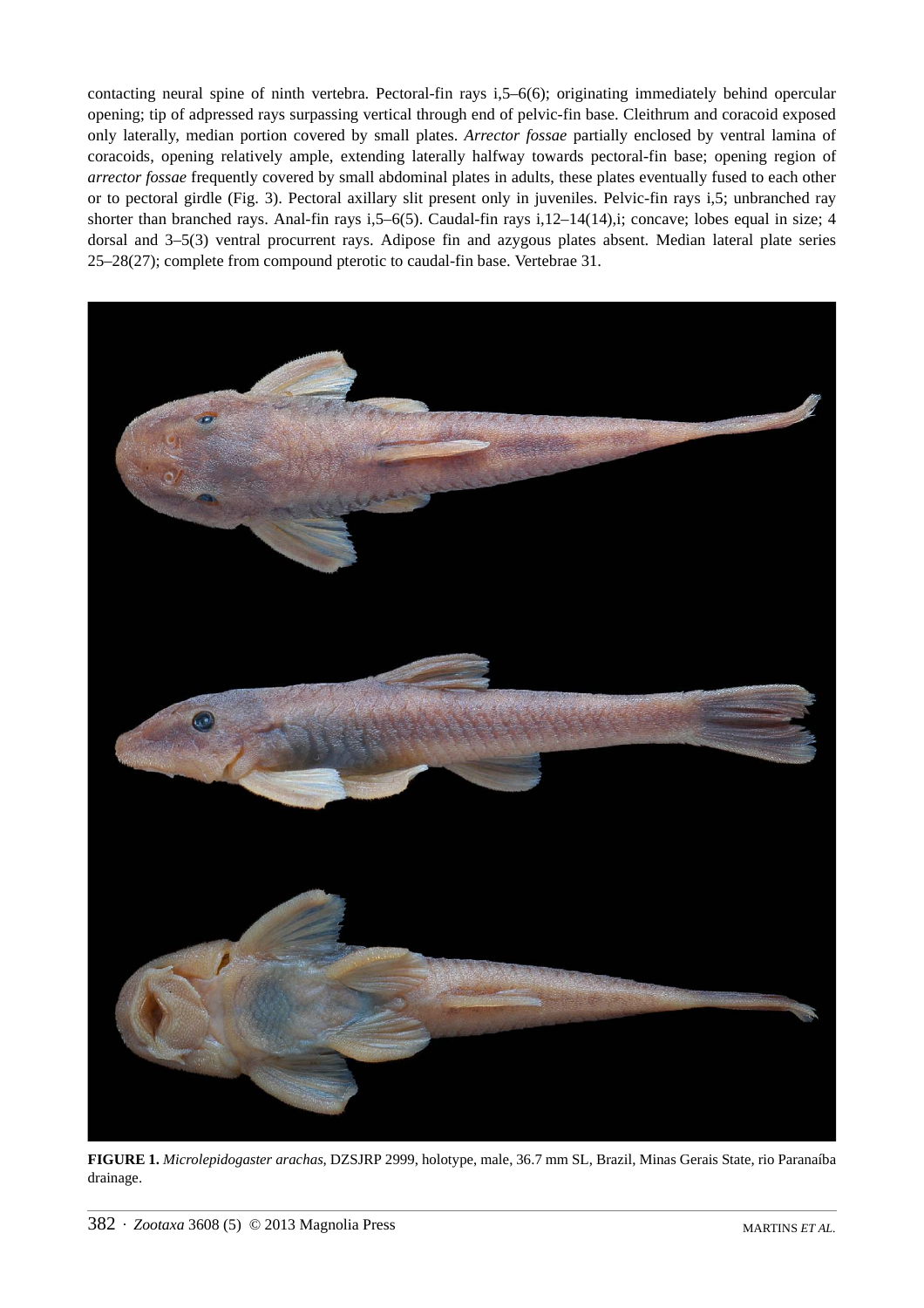contacting neural spine of ninth vertebra. Pectoral-fin rays i,5–6(6); originating immediately behind opercular opening; tip of adpressed rays surpassing vertical through end of pelvic-fin base. Cleithrum and coracoid exposed only laterally, median portion covered by small plates. *Arrector fossae* partially enclosed by ventral lamina of coracoids, opening relatively ample, extending laterally halfway towards pectoral-fin base; opening region of *arrector fossae* frequently covered by small abdominal plates in adults, these plates eventually fused to each other or to pectoral girdle (Fig. 3). Pectoral axillary slit present only in juveniles. Pelvic-fin rays i,5; unbranched ray shorter than branched rays. Anal-fin rays i,5–6(5). Caudal-fin rays i,12–14(14),i; concave; lobes equal in size; 4 dorsal and 3–5(3) ventral procurrent rays. Adipose fin and azygous plates absent. Median lateral plate series 25–28(27); complete from compound pterotic to caudal-fin base. Vertebrae 31.

**FIGURE 1.** *Microlepidogaster arachas*, DZSJRP 2999, holotype, male, 36.7 mm SL, Brazil, Minas Gerais State, rio Paranaíba drainage.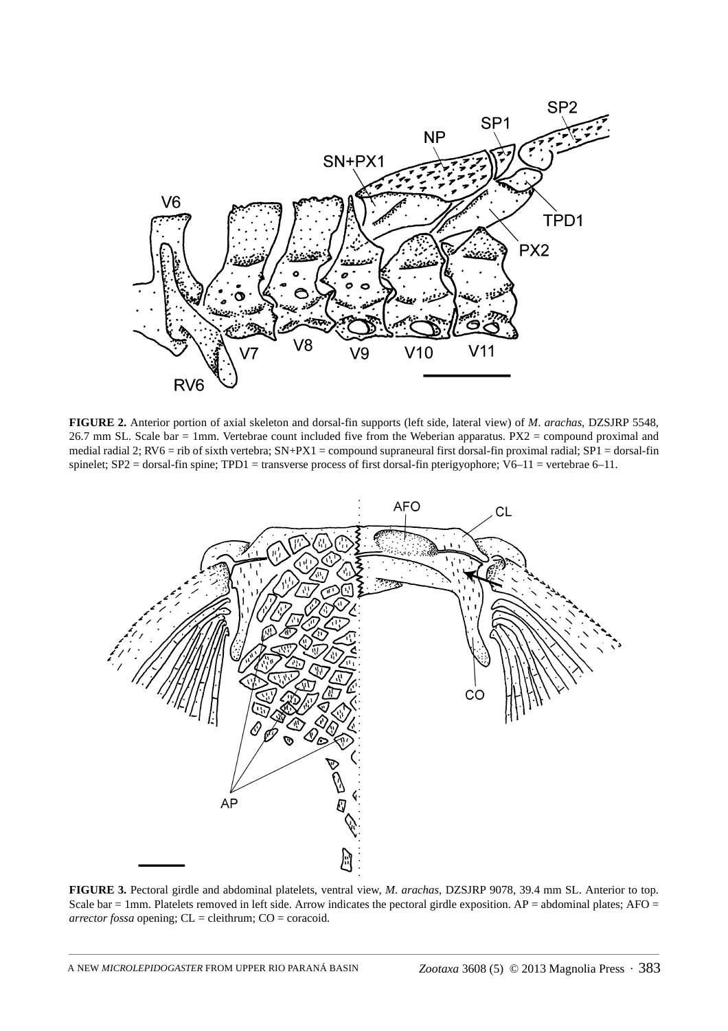**FIGURE 2.** Anterior portion of axial skeleton and dorsal-fin supports (left side, lateral view) of *M. arachas*, DZSJRP 5548, 26.7 mm SL. Scale bar = 1mm. Vertebrae count included five from the Weberian apparatus. PX2 = compound proximal and medial radial 2; RV6 = rib of sixth vertebra; SN+PX1 = compound supraneural first dorsal-fin proximal radial; SP1 = dorsal-fin spinelet; SP2 = dorsal-fin spine; TPD1 = transverse process of first dorsal-fin pterigyophore; V6–11 = vertebrae 6–11.

**FIGURE 3.** Pectoral girdle and abdominal platelets, ventral view, *M. arachas*, DZSJRP 9078, 39.4 mm SL. Anterior to top. Scale bar = 1mm. Platelets removed in left side. Arrow indicates the pectoral girdle exposition. AP = abdominal plates; AFO = *arrector fossa* opening; CL = cleithrum; CO = coracoid.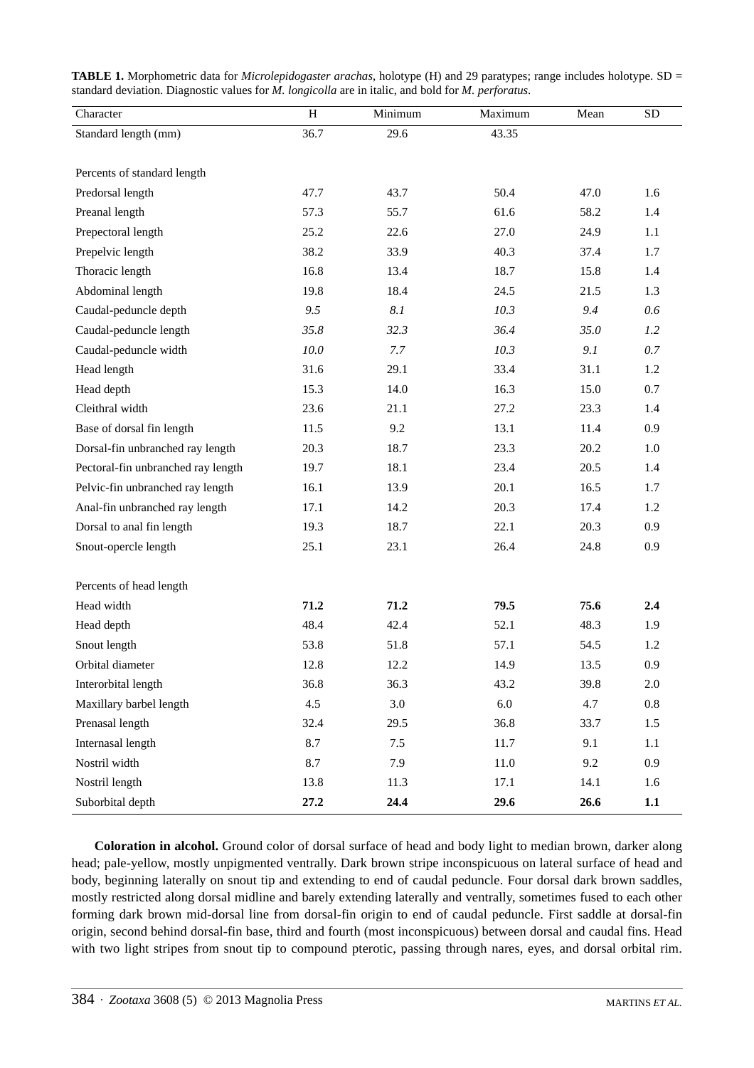**TABLE 1.** Morphometric data for *Microlepidogaster arachas*, holotype (H) and 29 paratypes; range includes holotype. SD = standard deviation. Diagnostic values for *M. longicolla* are in italic, and bold for *M. perforatus*.

| Character | H | Minimum | Maximum | Mean | SD |
|---|---|---|---|---|---|
| Standard length (mm) | 36.7 | 29.6 | 43.35 | | |
| | | | | | |
| Percents of standard length | | | | | |
| Predorsal length | 47.7 | 43.7 | 50.4 | 47.0 | 1.6 |
| Preanal length | 57.3 | 55.7 | 61.6 | 58.2 | 1.4 |
| Prepectoral length | 25.2 | 22.6 | 27.0 | 24.9 | 1.1 |
| Prepelvic length | 38.2 | 33.9 | 40.3 | 37.4 | 1.7 |
| Thoracic length | 16.8 | 13.4 | 18.7 | 15.8 | 1.4 |
| Abdominal length | 19.8 | 18.4 | 24.5 | 21.5 | 1.3 |
| Caudal-peduncle depth | *9.5* | *8.1* | *10.3* | *9.4* | *0.6* |
| Caudal-peduncle length | *35.8* | *32.3* | *36.4* | *35.0* | *1.2* |
| Caudal-peduncle width | *10.0* | *7.7* | *10.3* | *9.1* | *0.7* |
| Head length | 31.6 | 29.1 | 33.4 | 31.1 | 1.2 |
| Head depth | 15.3 | 14.0 | 16.3 | 15.0 | 0.7 |
| Cleithral width | 23.6 | 21.1 | 27.2 | 23.3 | 1.4 |
| Base of dorsal fin length | 11.5 | 9.2 | 13.1 | 11.4 | 0.9 |
| Dorsal-fin unbranched ray length | 20.3 | 18.7 | 23.3 | 20.2 | 1.0 |
| Pectoral-fin unbranched ray length | 19.7 | 18.1 | 23.4 | 20.5 | 1.4 |
| Pelvic-fin unbranched ray length | 16.1 | 13.9 | 20.1 | 16.5 | 1.7 |
| Anal-fin unbranched ray length | 17.1 | 14.2 | 20.3 | 17.4 | 1.2 |
| Dorsal to anal fin length | 19.3 | 18.7 | 22.1 | 20.3 | 0.9 |
| Snout-opercle length | 25.1 | 23.1 | 26.4 | 24.8 | 0.9 |
| | | | | | |
| Percents of head length | | | | | |
| Head width | **71.2** | **71.2** | **79.5** | **75.6** | **2.4** |
| Head depth | 48.4 | 42.4 | 52.1 | 48.3 | 1.9 |
| Snout length | 53.8 | 51.8 | 57.1 | 54.5 | 1.2 |
| Orbital diameter | 12.8 | 12.2 | 14.9 | 13.5 | 0.9 |
| Interorbital length | 36.8 | 36.3 | 43.2 | 39.8 | 2.0 |
| Maxillary barbel length | 4.5 | 3.0 | 6.0 | 4.7 | 0.8 |
| Prenasal length | 32.4 | 29.5 | 36.8 | 33.7 | 1.5 |
| Internasal length | 8.7 | 7.5 | 11.7 | 9.1 | 1.1 |
| Nostril width | 8.7 | 7.9 | 11.0 | 9.2 | 0.9 |
| Nostril length | 13.8 | 11.3 | 17.1 | 14.1 | 1.6 |
| Suborbital depth | **27.2** | **24.4** | **29.6** | **26.6** | **1.1** |

**Coloration in alcohol.** Ground color of dorsal surface of head and body light to median brown, darker along head; pale-yellow, mostly unpigmented ventrally. Dark brown stripe inconspicuous on lateral surface of head and body, beginning laterally on snout tip and extending to end of caudal peduncle. Four dorsal dark brown saddles, mostly restricted along dorsal midline and barely extending laterally and ventrally, sometimes fused to each other forming dark brown mid-dorsal line from dorsal-fin origin to end of caudal peduncle. First saddle at dorsal-fin origin, second behind dorsal-fin base, third and fourth (most inconspicuous) between dorsal and caudal fins. Head with two light stripes from snout tip to compound pterotic, passing through nares, eyes, and dorsal orbital rim.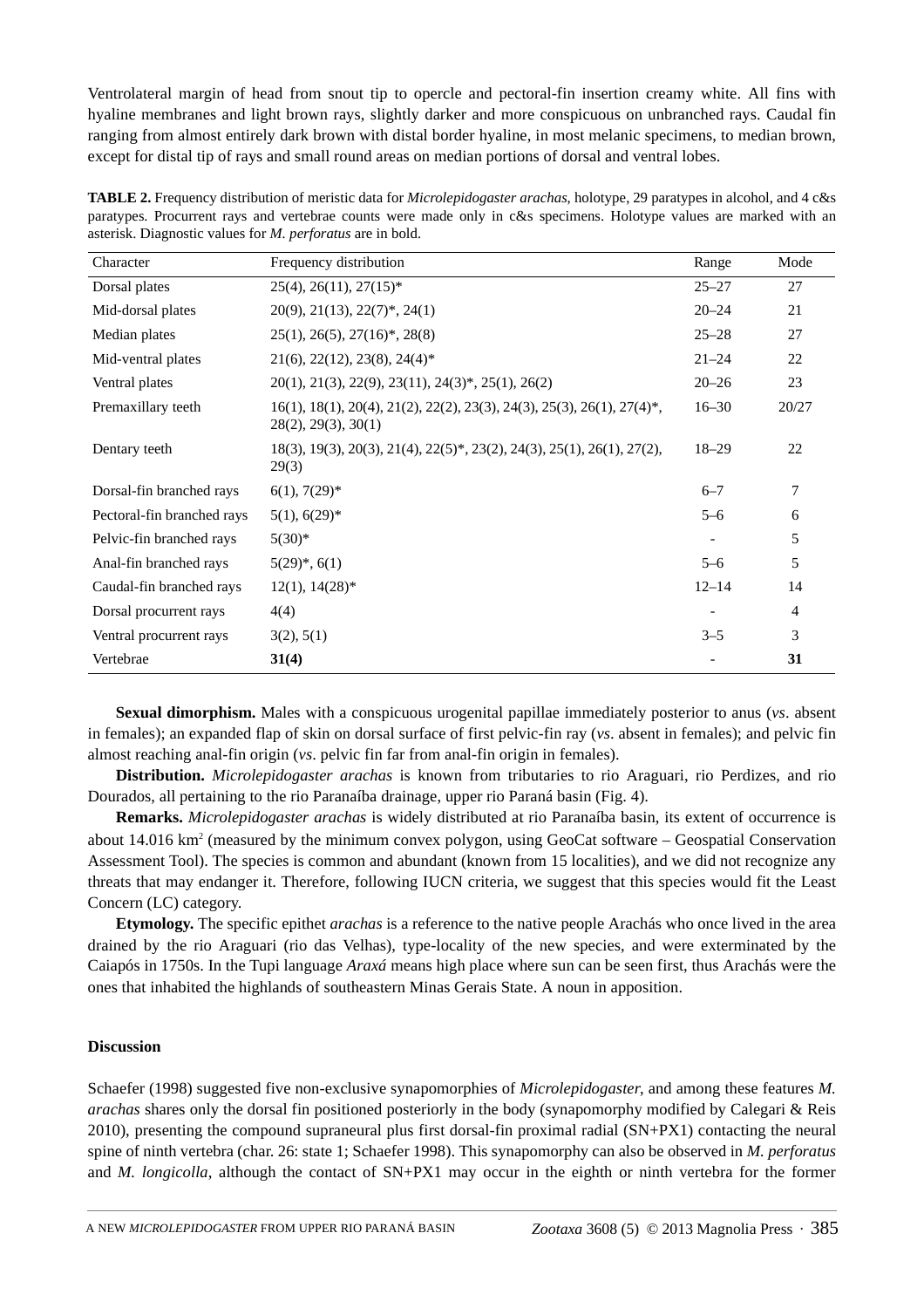Ventrolateral margin of head from snout tip to opercle and pectoral-fin insertion creamy white. All fins with hyaline membranes and light brown rays, slightly darker and more conspicuous on unbranched rays. Caudal fin ranging from almost entirely dark brown with distal border hyaline, in most melanic specimens, to median brown, except for distal tip of rays and small round areas on median portions of dorsal and ventral lobes.

**TABLE 2.** Frequency distribution of meristic data for *Microlepidogaster arachas*, holotype, 29 paratypes in alcohol, and 4 c&s paratypes. Procurrent rays and vertebrae counts were made only in c&s specimens. Holotype values are marked with an asterisk. Diagnostic values for *M. perforatus* are in bold.

| Character | Frequency distribution | Range | Mode |
|---|---|---|---|
| Dorsal plates | 25(4), 26(11), 27(15)* | 25–27 | 27 |
| Mid-dorsal plates | 20(9), 21(13), 22(7)*, 24(1) | 20–24 | 21 |
| Median plates | 25(1), 26(5), 27(16)*, 28(8) | 25–28 | 27 |
| Mid-ventral plates | 21(6), 22(12), 23(8), 24(4)* | 21–24 | 22 |
| Ventral plates | 20(1), 21(3), 22(9), 23(11), 24(3)*, 25(1), 26(2) | 20–26 | 23 |
| Premaxillary teeth | 16(1), 18(1), 20(4), 21(2), 22(2), 23(3), 24(3), 25(3), 26(1), 27(4)*, 28(2), 29(3), 30(1) | 16–30 | 20/27 |
| Dentary teeth | 18(3), 19(3), 20(3), 21(4), 22(5)*, 23(2), 24(3), 25(1), 26(1), 27(2), 29(3) | 18–29 | 22 |
| Dorsal-fin branched rays | 6(1), 7(29)* | 6–7 | 7 |
| Pectoral-fin branched rays | 5(1), 6(29)* | 5–6 | 6 |
| Pelvic-fin branched rays | 5(30)* | - | 5 |
| Anal-fin branched rays | 5(29)*, 6(1) | 5–6 | 5 |
| Caudal-fin branched rays | 12(1), 14(28)* | 12–14 | 14 |
| Dorsal procurrent rays | 4(4) | - | 4 |
| Ventral procurrent rays | 3(2), 5(1) | 3–5 | 3 |
| Vertebrae | **31(4)** | - | **31** |

**Sexual dimorphism.** Males with a conspicuous urogenital papillae immediately posterior to anus (*vs*. absent in females); an expanded flap of skin on dorsal surface of first pelvic-fin ray (*vs*. absent in females); and pelvic fin almost reaching anal-fin origin (*vs*. pelvic fin far from anal-fin origin in females).

**Distribution.** *Microlepidogaster arachas* is known from tributaries to rio Araguari, rio Perdizes, and rio Dourados, all pertaining to the rio Paranaíba drainage, upper rio Paraná basin (Fig. 4).

**Remarks.** *Microlepidogaster arachas* is widely distributed at rio Paranaíba basin, its extent of occurrence is about 14.016 km$^2$ (measured by the minimum convex polygon, using GeoCat software – Geospatial Conservation Assessment Tool). The species is common and abundant (known from 15 localities), and we did not recognize any threats that may endanger it. Therefore, following IUCN criteria, we suggest that this species would fit the Least Concern (LC) category.

**Etymology.** The specific epithet *arachas* is a reference to the native people Arachás who once lived in the area drained by the rio Araguari (rio das Velhas), type-locality of the new species, and were exterminated by the Caiapós in 1750s. In the Tupi language *Araxá* means high place where sun can be seen first, thus Arachás were the ones that inhabited the highlands of southeastern Minas Gerais State. A noun in apposition.

## Discussion

Schaefer (1998) suggested five non-exclusive synapomorphies of *Microlepidogaster*, and among these features *M. arachas* shares only the dorsal fin positioned posteriorly in the body (synapomorphy modified by Calegari & Reis 2010), presenting the compound supraneural plus first dorsal-fin proximal radial (SN+PX1) contacting the neural spine of ninth vertebra (char. 26: state 1; Schaefer 1998). This synapomorphy can also be observed in *M. perforatus* and *M. longicolla*, although the contact of SN+PX1 may occur in the eighth or ninth vertebra for the former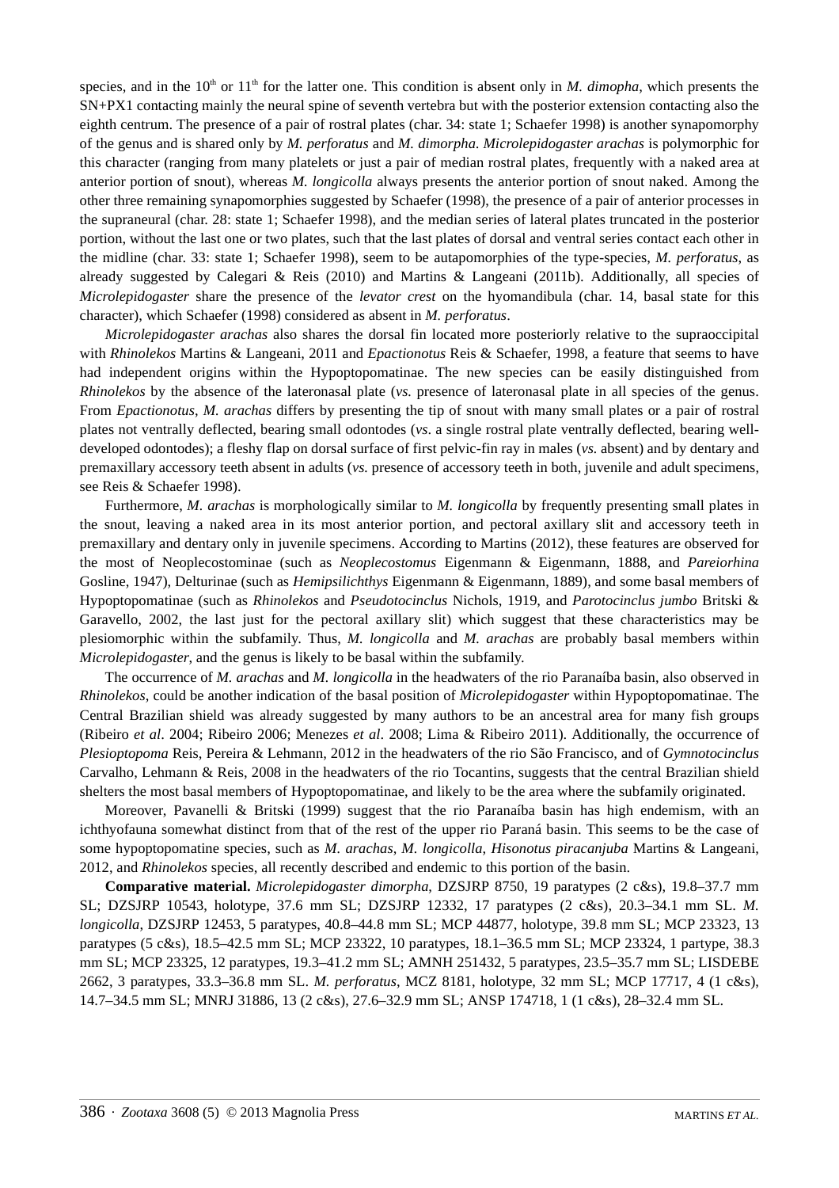species, and in the 10th or 11th for the latter one. This condition is absent only in *M. dimopha*, which presents the SN+PX1 contacting mainly the neural spine of seventh vertebra but with the posterior extension contacting also the eighth centrum. The presence of a pair of rostral plates (char. 34: state 1; Schaefer 1998) is another synapomorphy of the genus and is shared only by *M. perforatus* and *M. dimorpha*. *Microlepidogaster arachas* is polymorphic for this character (ranging from many platelets or just a pair of median rostral plates, frequently with a naked area at anterior portion of snout), whereas *M. longicolla* always presents the anterior portion of snout naked. Among the other three remaining synapomorphies suggested by Schaefer (1998), the presence of a pair of anterior processes in the supraneural (char. 28: state 1; Schaefer 1998), and the median series of lateral plates truncated in the posterior portion, without the last one or two plates, such that the last plates of dorsal and ventral series contact each other in the midline (char. 33: state 1; Schaefer 1998), seem to be autapomorphies of the type-species, *M. perforatus*, as already suggested by Calegari & Reis (2010) and Martins & Langeani (2011b). Additionally, all species of *Microlepidogaster* share the presence of the *levator crest* on the hyomandibula (char. 14, basal state for this character), which Schaefer (1998) considered as absent in *M. perforatus*.

*Microlepidogaster arachas* also shares the dorsal fin located more posteriorly relative to the supraoccipital with *Rhinolekos* Martins & Langeani, 2011 and *Epactionotus* Reis & Schaefer, 1998, a feature that seems to have had independent origins within the Hypoptopomatinae. The new species can be easily distinguished from *Rhinolekos* by the absence of the lateronasal plate (*vs.* presence of lateronasal plate in all species of the genus. From *Epactionotus*, *M. arachas* differs by presenting the tip of snout with many small plates or a pair of rostral plates not ventrally deflected, bearing small odontodes (*vs*. a single rostral plate ventrally deflected, bearing well-developed odontodes); a fleshy flap on dorsal surface of first pelvic-fin ray in males (*vs.* absent) and by dentary and premaxillary accessory teeth absent in adults (*vs.* presence of accessory teeth in both, juvenile and adult specimens, see Reis & Schaefer 1998).

Furthermore, *M. arachas* is morphologically similar to *M. longicolla* by frequently presenting small plates in the snout, leaving a naked area in its most anterior portion, and pectoral axillary slit and accessory teeth in premaxillary and dentary only in juvenile specimens. According to Martins (2012), these features are observed for the most of Neoplecostominae (such as *Neoplecostomus* Eigenmann & Eigenmann, 1888, and *Pareiorhina* Gosline, 1947), Delturinae (such as *Hemipsilichthys* Eigenmann & Eigenmann, 1889), and some basal members of Hypoptopomatinae (such as *Rhinolekos* and *Pseudotocinclus* Nichols, 1919, and *Parotocinclus jumbo* Britski & Garavello, 2002, the last just for the pectoral axillary slit) which suggest that these characteristics may be plesiomorphic within the subfamily. Thus, *M. longicolla* and *M. arachas* are probably basal members within *Microlepidogaster*, and the genus is likely to be basal within the subfamily.

The occurrence of *M. arachas* and *M. longicolla* in the headwaters of the rio Paranaíba basin, also observed in *Rhinolekos*, could be another indication of the basal position of *Microlepidogaster* within Hypoptopomatinae. The Central Brazilian shield was already suggested by many authors to be an ancestral area for many fish groups (Ribeiro *et al*. 2004; Ribeiro 2006; Menezes *et al*. 2008; Lima & Ribeiro 2011). Additionally, the occurrence of *Plesioptopoma* Reis, Pereira & Lehmann, 2012 in the headwaters of the rio São Francisco, and of *Gymnotocinclus* Carvalho, Lehmann & Reis, 2008 in the headwaters of the rio Tocantins, suggests that the central Brazilian shield shelters the most basal members of Hypoptopomatinae, and likely to be the area where the subfamily originated.

Moreover, Pavanelli & Britski (1999) suggest that the rio Paranaíba basin has high endemism, with an ichthyofauna somewhat distinct from that of the rest of the upper rio Paraná basin. This seems to be the case of some hypoptopomatine species, such as *M. arachas*, *M. longicolla*, *Hisonotus piracanjuba* Martins & Langeani, 2012, and *Rhinolekos* species, all recently described and endemic to this portion of the basin.

**Comparative material.** *Microlepidogaster dimorpha*, DZSJRP 8750, 19 paratypes (2 c&s), 19.8–37.7 mm SL; DZSJRP 10543, holotype, 37.6 mm SL; DZSJRP 12332, 17 paratypes (2 c&s), 20.3–34.1 mm SL. *M. longicolla*, DZSJRP 12453, 5 paratypes, 40.8–44.8 mm SL; MCP 44877, holotype, 39.8 mm SL; MCP 23323, 13 paratypes (5 c&s), 18.5–42.5 mm SL; MCP 23322, 10 paratypes, 18.1–36.5 mm SL; MCP 23324, 1 partype, 38.3 mm SL; MCP 23325, 12 paratypes, 19.3–41.2 mm SL; AMNH 251432, 5 paratypes, 23.5–35.7 mm SL; LISDEBE 2662, 3 paratypes, 33.3–36.8 mm SL. *M. perforatus*, MCZ 8181, holotype, 32 mm SL; MCP 17717, 4 (1 c&s), 14.7–34.5 mm SL; MNRJ 31886, 13 (2 c&s), 27.6–32.9 mm SL; ANSP 174718, 1 (1 c&s), 28–32.4 mm SL.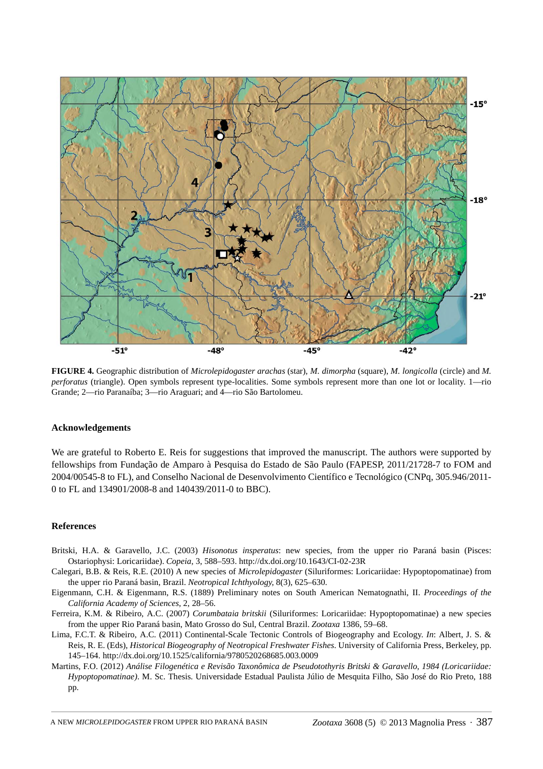**FIGURE 4.** Geographic distribution of *Microlepidogaster arachas* (star), *M. dimorpha* (square), *M. longicolla* (circle) and *M. perforatus* (triangle). Open symbols represent type-localities. Some symbols represent more than one lot or locality. 1—rio Grande; 2—rio Paranaíba; 3—rio Araguari; and 4—rio São Bartolomeu.

## Acknowledgements

We are grateful to Roberto E. Reis for suggestions that improved the manuscript. The authors were supported by fellowships from Fundação de Amparo à Pesquisa do Estado de São Paulo (FAPESP, 2011/21728-7 to FOM and 2004/00545-8 to FL), and Conselho Nacional de Desenvolvimento Científico e Tecnológico (CNPq, 305.946/2011-0 to FL and 134901/2008-8 and 140439/2011-0 to BBC).

## References

Britski, H.A. & Garavello, J.C. (2003) *Hisonotus insperatus*: new species, from the upper rio Paraná basin (Pisces: Ostariophysi: Loricariidae). *Copeia*, 3, 588–593. http://dx.doi.org/10.1643/CI-02-23R

Calegari, B.B. & Reis, R.E. (2010) A new species of *Microlepidogaster* (Siluriformes: Loricariidae: Hypoptopomatinae) from the upper rio Paraná basin, Brazil. *Neotropical Ichthyology*, 8(3), 625–630.

Eigenmann, C.H. & Eigenmann, R.S. (1889) Preliminary notes on South American Nematognathi, II. *Proceedings of the California Academy of Sciences*, 2, 28–56.

Ferreira, K.M. & Ribeiro, A.C. (2007) *Corumbataia britskii* (Siluriformes: Loricariidae: Hypoptopomatinae) a new species from the upper Rio Paraná basin, Mato Grosso do Sul, Central Brazil. *Zootaxa* 1386, 59–68.

Lima, F.C.T. & Ribeiro, A.C. (2011) Continental-Scale Tectonic Controls of Biogeography and Ecology. *In*: Albert, J. S. & Reis, R. E. (Eds), *Historical Biogeography of Neotropical Freshwater Fishes*. University of California Press, Berkeley, pp. 145–164. http://dx.doi.org/10.1525/california/9780520268685.003.0009

Martins, F.O. (2012) *Análise Filogenética e Revisão Taxonômica de Pseudotothyris Britski & Garavello, 1984 (Loricariidae: Hypoptopomatinae)*. M. Sc. Thesis. Universidade Estadual Paulista Júlio de Mesquita Filho, São José do Rio Preto, 188 pp.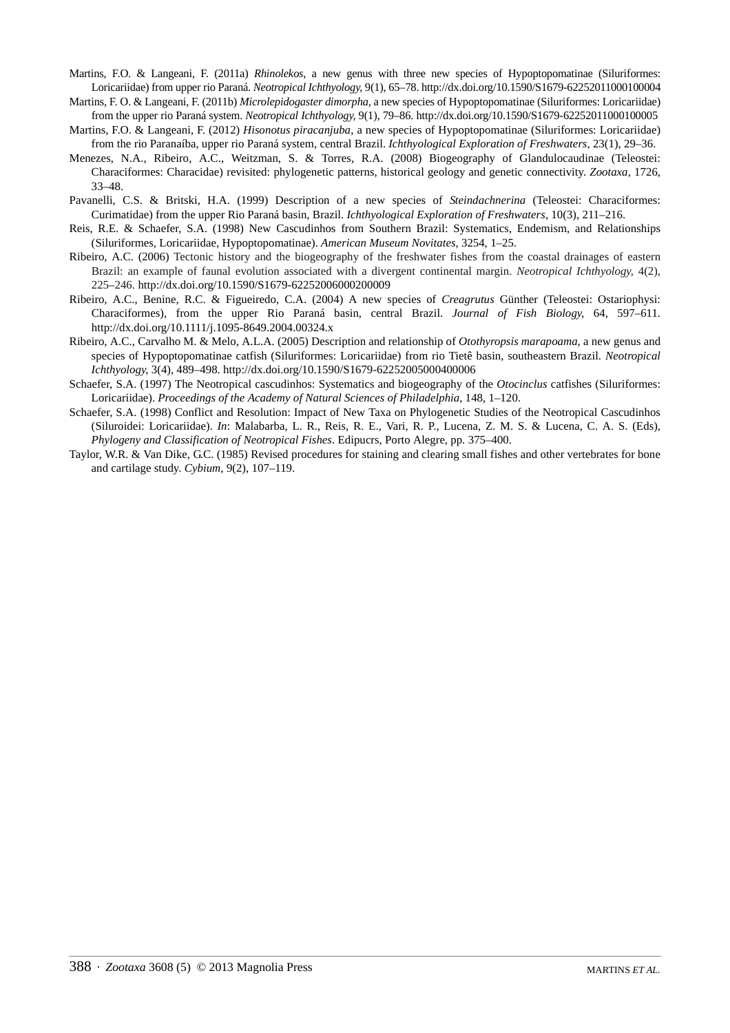Martins, F.O. & Langeani, F. (2011a) *Rhinolekos*, a new genus with three new species of Hypoptopomatinae (Siluriformes: Loricariidae) from upper rio Paraná. *Neotropical Ichthyology*, 9(1), 65–78. http://dx.doi.org/10.1590/S1679-62252011000100004

Martins, F. O. & Langeani, F. (2011b) *Microlepidogaster dimorpha*, a new species of Hypoptopomatinae (Siluriformes: Loricariidae) from the upper rio Paraná system. *Neotropical Ichthyology*, 9(1), 79–86. http://dx.doi.org/10.1590/S1679-62252011000100005

Martins, F.O. & Langeani, F. (2012) *Hisonotus piracanjuba*, a new species of Hypoptopomatinae (Siluriformes: Loricariidae) from the rio Paranaíba, upper rio Paraná system, central Brazil. *Ichthyological Exploration of Freshwaters*, 23(1), 29–36.

Menezes, N.A., Ribeiro, A.C., Weitzman, S. & Torres, R.A. (2008) Biogeography of Glandulocaudinae (Teleostei: Characiformes: Characidae) revisited: phylogenetic patterns, historical geology and genetic connectivity. *Zootaxa*, 1726, 33–48.

Pavanelli, C.S. & Britski, H.A. (1999) Description of a new species of *Steindachnerina* (Teleostei: Characiformes: Curimatidae) from the upper Rio Paraná basin, Brazil. *Ichthyological Exploration of Freshwaters*, 10(3), 211–216.

Reis, R.E. & Schaefer, S.A. (1998) New Cascudinhos from Southern Brazil: Systematics, Endemism, and Relationships (Siluriformes, Loricariidae, Hypoptopomatinae). *American Museum Novitates*, 3254, 1–25.

Ribeiro, A.C. (2006) Tectonic history and the biogeography of the freshwater fishes from the coastal drainages of eastern Brazil: an example of faunal evolution associated with a divergent continental margin. *Neotropical Ichthyology*, 4(2), 225–246. http://dx.doi.org/10.1590/S1679-62252006000200009

Ribeiro, A.C., Benine, R.C. & Figueiredo, C.A. (2004) A new species of *Creagrutus* Günther (Teleostei: Ostariophysi: Characiformes), from the upper Rio Paraná basin, central Brazil. *Journal of Fish Biology*, 64, 597–611. http://dx.doi.org/10.1111/j.1095-8649.2004.00324.x

Ribeiro, A.C., Carvalho M. & Melo, A.L.A. (2005) Description and relationship of *Otothyropsis marapoama*, a new genus and species of Hypoptopomatinae catfish (Siluriformes: Loricariidae) from rio Tietê basin, southeastern Brazil. *Neotropical Ichthyology*, 3(4), 489–498. http://dx.doi.org/10.1590/S1679-62252005000400006

Schaefer, S.A. (1997) The Neotropical cascudinhos: Systematics and biogeography of the *Otocinclus* catfishes (Siluriformes: Loricariidae). *Proceedings of the Academy of Natural Sciences of Philadelphia*, 148, 1–120.

Schaefer, S.A. (1998) Conflict and Resolution: Impact of New Taxa on Phylogenetic Studies of the Neotropical Cascudinhos (Siluroidei: Loricariidae). *In*: Malabarba, L. R., Reis, R. E., Vari, R. P., Lucena, Z. M. S. & Lucena, C. A. S. (Eds), *Phylogeny and Classification of Neotropical Fishes*. Edipucrs, Porto Alegre, pp. 375–400.

Taylor, W.R. & Van Dike, G.C. (1985) Revised procedures for staining and clearing small fishes and other vertebrates for bone and cartilage study. *Cybium*, 9(2), 107–119.